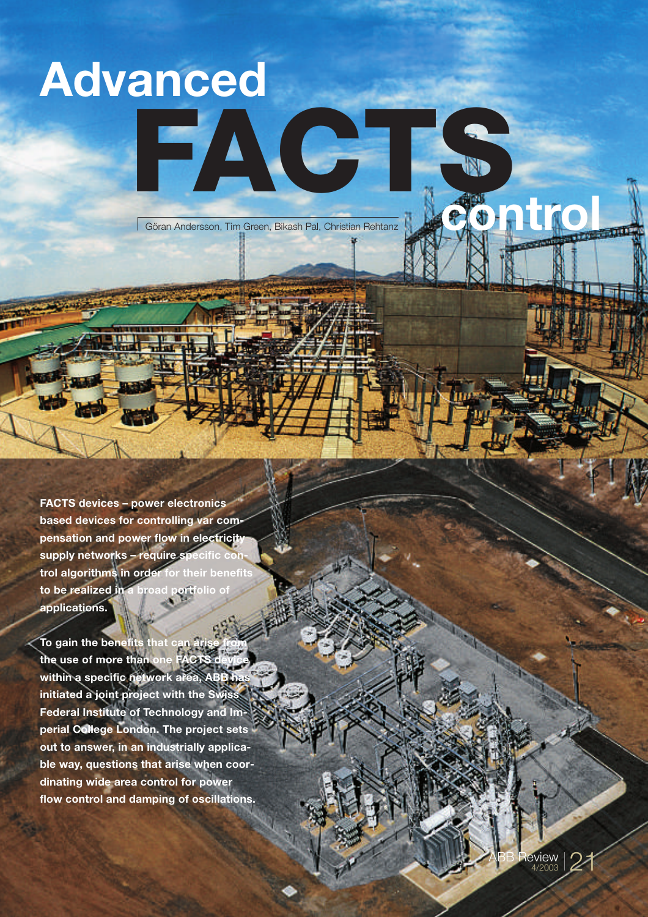# Advanced FACTS control

Göran Andersson, Tim Green, Bikash Pal, Christian Rehtanz

**FACTS devices – power electronics based devices for controlling var compensation and power flow in electricity supply networks – require specific control algorithms in order for their benefits to be realized in a broad portfolio of applications.**

**To gain the benefits that can arise from the use of more than one FACTS device within a specific network area, ABB has initiated a joint project with the Swiss Federal Institute of Technology and Imperial College London. The project sets out to answer, in an industrially applicable way, questions that arise when coordinating wide area control for power flow control and damping of oscillations.**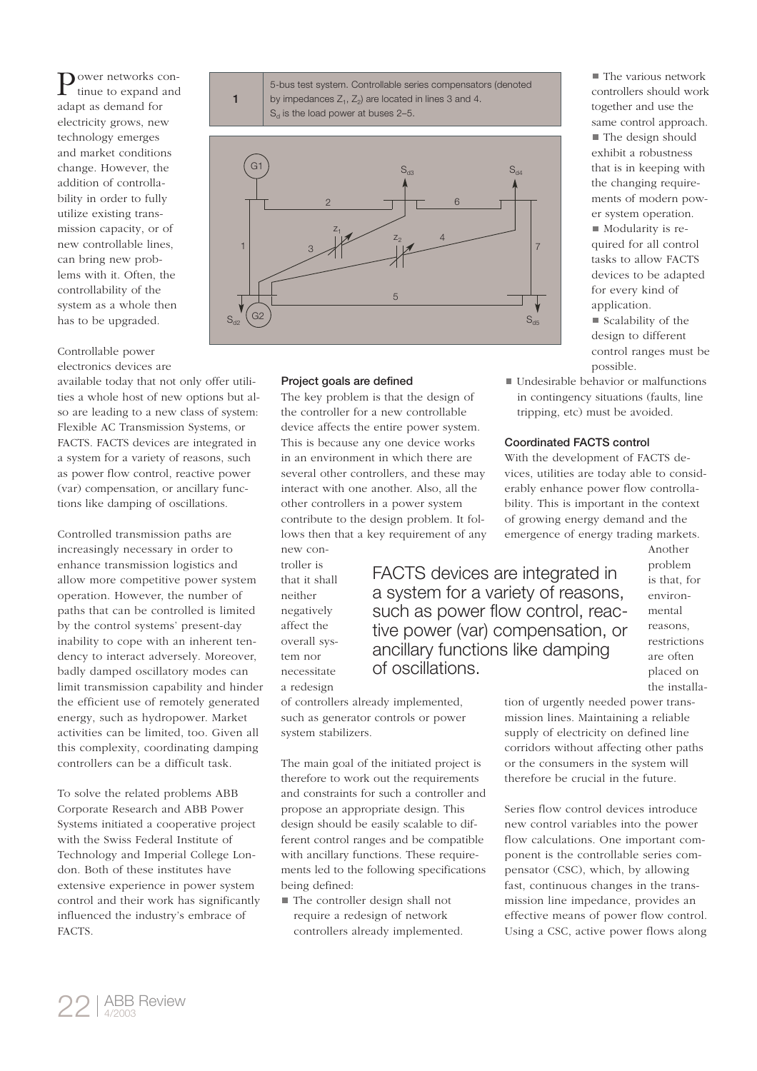Power networks continue to expand and adapt as demand for electricity grows, new technology emerges and market conditions change. However, the addition of controllability in order to fully utilize existing transmission capacity, or of new controllable lines, can bring new problems with it. Often, the controllability of the system as a whole then has to be upgraded.

Controllable power electronics devices are available today that not only offer utilities a whole host of new options but also are leading to a new class of system: Flexible AC Transmission Systems, or FACTS. FACTS devices are integrated in a system for a variety of reasons, such as power flow control, reactive power (var) compensation, or ancillary functions like damping of oscillations.

Controlled transmission paths are increasingly necessary in order to enhance transmission logistics and allow more competitive power system operation. However, the number of paths that can be controlled is limited by the control systems' present-day inability to cope with an inherent tendency to interact adversely. Moreover, badly damped oscillatory modes can limit transmission capability and hinder the efficient use of remotely generated energy, such as hydropower. Market activities can be limited, too. Given all this complexity, coordinating damping controllers can be a difficult task.

To solve the related problems ABB Corporate Research and ABB Power Systems initiated a cooperative project with the Swiss Federal Institute of Technology and Imperial College London. Both of these institutes have extensive experience in power system control and their work has significantly influenced the industry's embrace of FACTS.

**1** 5-bus test system. Controllable series compensators (denoted by impedances $Z_1$, $Z_2$) are located in lines 3 and 4. $S_d$ is the load power at buses 2–5.

### Project goals are defined

The key problem is that the design of the controller for a new controllable device affects the entire power system. This is because any one device works in an environment in which there are several other controllers, and these may interact with one another. Also, all the other controllers in a power system contribute to the design problem. It follows then that a key requirement of any new controller is that it shall neither negatively affect the overall system nor necessitate a redesign of controllers already implemented, such as generator controls or power system stabilizers.

> FACTS devices are integrated in a system for a variety of reasons, such as power flow control, reactive power (var) compensation, or ancillary functions like damping of oscillations.

The main goal of the initiated project is therefore to work out the requirements and constraints for such a controller and propose an appropriate design. This design should be easily scalable to different control ranges and be compatible with ancillary functions. These requirements led to the following specifications being defined:

- The controller design shall not require a redesign of network controllers already implemented.
- The various network controllers should work together and use the same control approach.
- The design should exhibit a robustness that is in keeping with the changing requirements of modern power system operation.
- Modularity is required for all control tasks to allow FACTS devices to be adapted for every kind of application.
- Scalability of the design to different control ranges must be possible.
- Undesirable behavior or malfunctions in contingency situations (faults, line tripping, etc) must be avoided.

### Coordinated FACTS control

With the development of FACTS devices, utilities are today able to considerably enhance power flow controllability. This is important in the context of growing energy demand and the emergence of energy trading markets. Another problem is that, for environmental reasons, restrictions are often placed on the installation of urgently needed power transmission lines. Maintaining a reliable supply of electricity on defined line corridors without affecting other paths or the consumers in the system will therefore be crucial in the future.

Series flow control devices introduce new control variables into the power flow calculations. One important component is the controllable series compensator (CSC), which, by allowing fast, continuous changes in the transmission line impedance, provides an effective means of power flow control. Using a CSC, active power flows along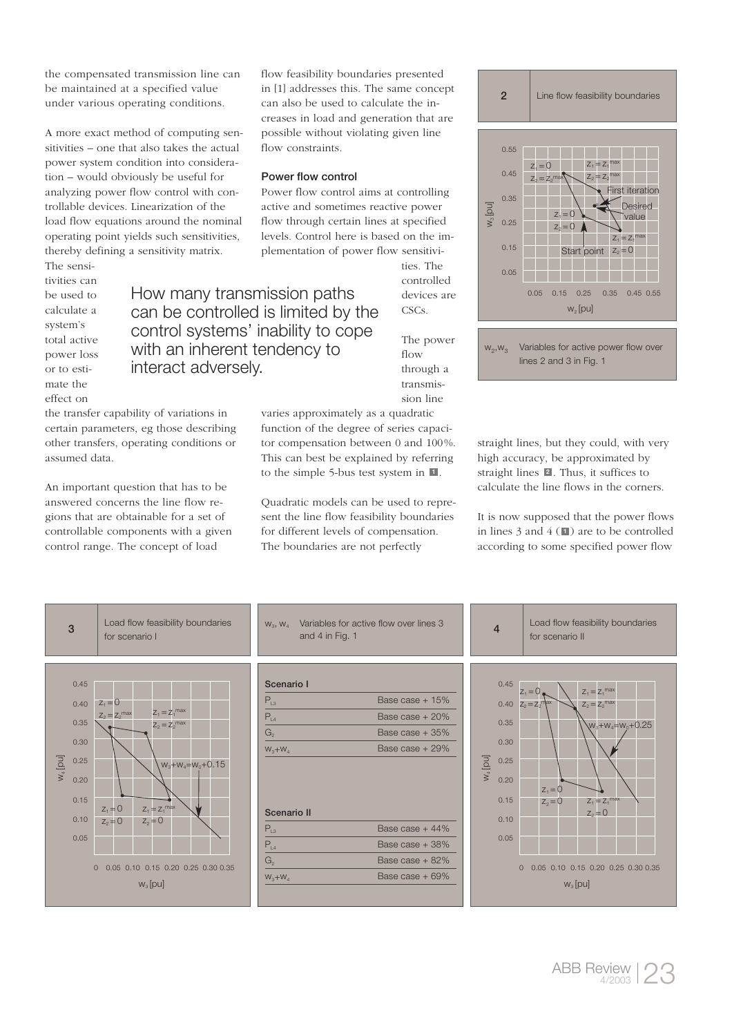the compensated transmission line can be maintained at a specified value under various operating conditions.

A more exact method of computing sensitivities – one that also takes the actual power system condition into consideration – would obviously be useful for analyzing power flow control with controllable devices. Linearization of the load flow equations around the nominal operating point yields such sensitivities, thereby defining a sensitivity matrix. The sensitivities can be used to calculate a system's total active power loss or to estimate the effect on the transfer capability of variations in certain parameters, eg those describing other transfers, operating conditions or assumed data.

An important question that has to be answered concerns the line flow regions that are obtainable for a set of controllable components with a given control range. The concept of load flow feasibility boundaries presented in [1] addresses this. The same concept can also be used to calculate the increases in load and generation that are possible without violating given line flow constraints.

> How many transmission paths can be controlled is limited by the control systems' inability to cope with an inherent tendency to interact adversely.

### Power flow control

Power flow control aims at controlling active and sometimes reactive power flow through certain lines at specified levels. Control here is based on the implementation of power flow sensitivities. The controlled devices are CSCs.

The power flow through a transmission line varies approximately as a quadratic function of the degree of series capacitor compensation between 0 and 100%. This can best be explained by referring to the simple 5-bus test system in 1.

Quadratic models can be used to represent the line flow feasibility boundaries for different levels of compensation. The boundaries are not perfectly straight lines, but they could, with very high accuracy, be approximated by straight lines 2. Thus, it suffices to calculate the line flows in the corners.

It is now supposed that the power flows in lines 3 and 4 (1) are to be controlled according to some specified power flow

**2** Line flow feasibility boundaries

$w_2, w_3$ Variables for active power flow over lines 2 and 3 in Fig. 1

**3** Load flow feasibility boundaries for scenario I

**4** Load flow feasibility boundaries for scenario II

$w_3, w_4$ Variables for active flow over lines 3 and 4 in Fig. 1

| Scenario I | |
|---|---|
| $P_{L3}$ | Base case + 15% |
| $P_{L4}$ | Base case + 20% |
| $G_2$ | Base case + 35% |
| $w_3+w_4$ | Base case + 29% |

| Scenario II | |
|---|---|
| $P_{L3}$ | Base case + 44% |
| $P_{L4}$ | Base case + 38% |
| $G_2$ | Base case + 82% |
| $w_3+w_4$ | Base case + 69% |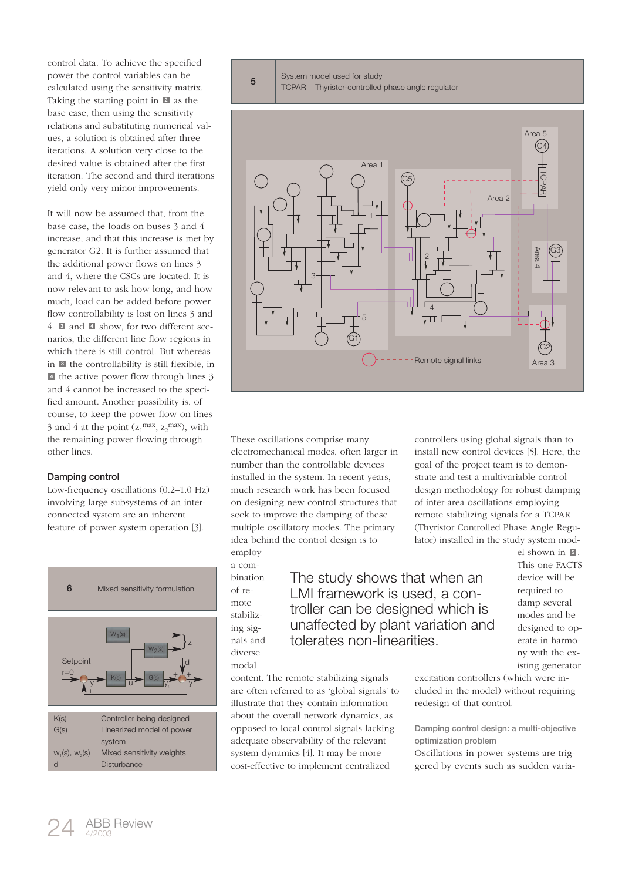control data. To achieve the specified power the control variables can be calculated using the sensitivity matrix. Taking the starting point in 2 as the base case, then using the sensitivity relations and substituting numerical values, a solution is obtained after three iterations. A solution very close to the desired value is obtained after the first iteration. The second and third iterations yield only very minor improvements.

It will now be assumed that, from the base case, the loads on buses 3 and 4 increase, and that this increase is met by generator G2. It is further assumed that the additional power flows on lines 3 and 4, where the CSCs are located. It is now relevant to ask how long, and how much, load can be added before power flow controllability is lost on lines 3 and 4. 3 and 4 show, for two different scenarios, the different line flow regions in which there is still control. But whereas in 3 the controllability is still flexible, in 4 the active power flow through lines 3 and 4 cannot be increased to the specified amount. Another possibility is, of course, to keep the power flow on lines 3 and 4 at the point ($z_1^{max}$, $z_2^{max}$), with the remaining power flowing through other lines.

### Damping control

Low-frequency oscillations (0.2–1.0 Hz) involving large subsystems of an interconnected system are an inherent feature of power system operation [3].

**5** System model used for study

TCPAR Thyristor-controlled phase angle regulator

Remote signal links

**6** Mixed sensitivity formulation

| | |
|---|---|
| K(s) | Controller being designed |
| G(s) | Linearized model of power system |
| $w_1(s)$, $w_2(s)$ | Mixed sensitivity weights |
| d | Disturbance |

These oscillations comprise many electromechanical modes, often larger in number than the controllable devices installed in the system. In recent years, much research work has been focused on designing new control structures that seek to improve the damping of these multiple oscillatory modes. The primary idea behind the control design is to employ a combination of remote stabilizing signals and diverse modal content. The remote stabilizing signals are often referred to as 'global signals' to illustrate that they contain information about the overall network dynamics, as opposed to local control signals lacking adequate observability of the relevant system dynamics [4]. It may be more cost-effective to implement centralized controllers using global signals than to install new control devices [5]. Here, the goal of the project team is to demonstrate and test a multivariable control design methodology for robust damping of inter-area oscillations employing remote stabilizing signals for a TCPAR (Thyristor Controlled Phase Angle Regulator) installed in the study system model shown in 5. This one FACTS device will be required to damp several modes and be designed to operate in harmony with the existing generator excitation controllers (which were included in the model) without requiring redesign of that control.

> The study shows that when an LMI framework is used, a controller can be designed which is unaffected by plant variation and tolerates non-linearities.

#### Damping control design: a multi-objective optimization problem

Oscillations in power systems are triggered by events such as sudden varia-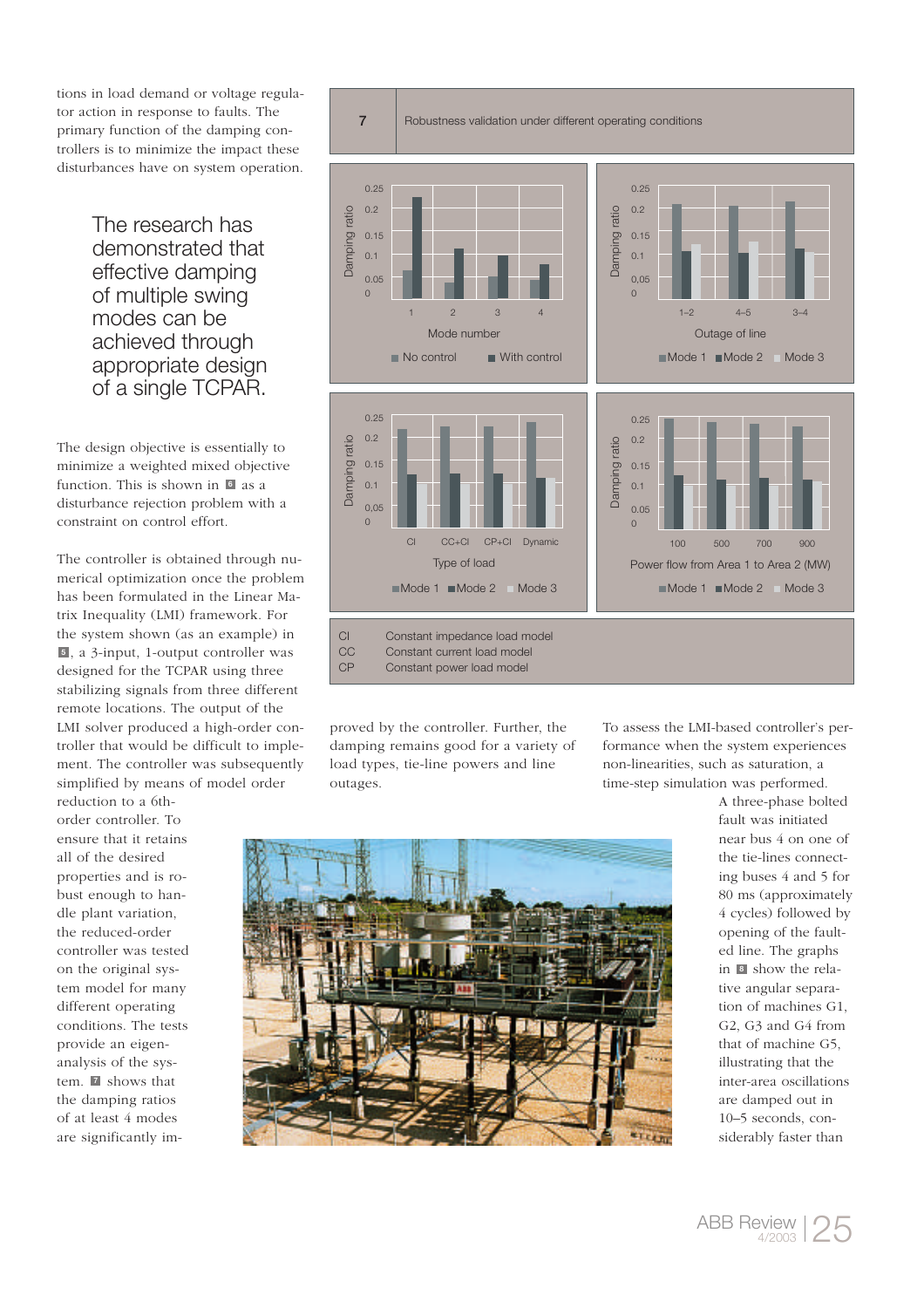tions in load demand or voltage regulator action in response to faults. The primary function of the damping controllers is to minimize the impact these disturbances have on system operation.

> The research has demonstrated that effective damping of multiple swing modes can be achieved through appropriate design of a single TCPAR.

The design objective is essentially to minimize a weighted mixed objective function. This is shown in 6 as a disturbance rejection problem with a constraint on control effort.

The controller is obtained through numerical optimization once the problem has been formulated in the Linear Matrix Inequality (LMI) framework. For the system shown (as an example) in 5, a 3-input, 1-output controller was designed for the TCPAR using three stabilizing signals from three different remote locations. The output of the LMI solver produced a high-order controller that would be difficult to implement. The controller was subsequently simplified by means of model order reduction to a 6th-order controller. To ensure that it retains all of the desired properties and is robust enough to handle plant variation, the reduced-order controller was tested on the original system model for many different operating conditions. The tests provide an eigenanalysis of the system. 7 shows that the damping ratios of at least 4 modes are significantly improved by the controller. Further, the damping remains good for a variety of load types, tie-line powers and line outages.

**7** Robustness validation under different operating conditions

| CI | Constant impedance load model |
|---|---|
| CC | Constant current load model |
| CP | Constant power load model |

To assess the LMI-based controller's performance when the system experiences non-linearities, such as saturation, a time-step simulation was performed. A three-phase bolted fault was initiated near bus 4 on one of the tie-lines connecting buses 4 and 5 for 80 ms (approximately 4 cycles) followed by opening of the faulted line. The graphs in 8 show the relative angular separation of machines G1, G2, G3 and G4 from that of machine G5, illustrating that the inter-area oscillations are damped out in 10–5 seconds, considerably faster than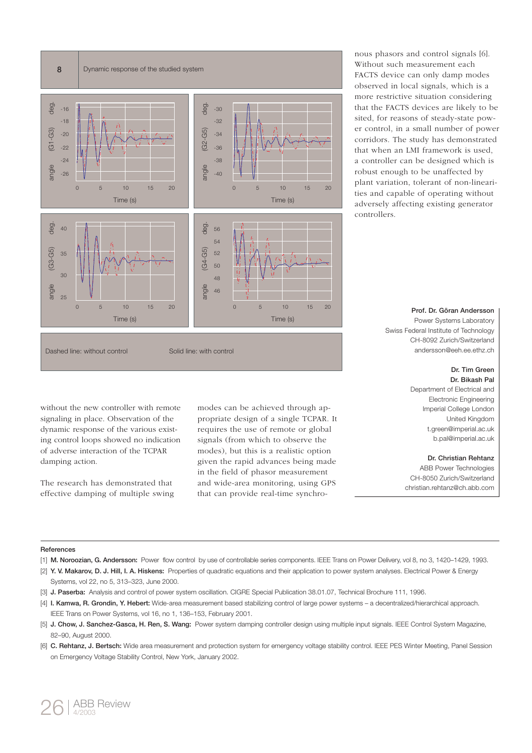**8** Dynamic response of the studied system

deg.
-16
-18
-20
-22
-24
-26
angle (G1-G3)
0 5 10 15 20
Time (s)

deg.
-30
-32
-34
-36
-38
-40
angle (G2-G5)
0 5 10 15 20
Time (s)

deg.
40
35
30
25
angle (G3-G5)
0 5 10 15 20
Time (s)

deg.
56
54
52
50
48
46
angle (G4-G5)
0 5 10 15 20
Time (s)

Dashed line: without control

Solid line: with control

without the new controller with remote signaling in place. Observation of the dynamic response of the various existing control loops showed no indication of adverse interaction of the TCPAR damping action.

The research has demonstrated that effective damping of multiple swing modes can be achieved through appropriate design of a single TCPAR. It requires the use of remote or global signals (from which to observe the modes), but this is a realistic option given the rapid advances being made in the field of phasor measurement and wide-area monitoring, using GPS that can provide real-time synchronous phasors and control signals [6]. Without such measurement each FACTS device can only damp modes observed in local signals, which is a more restrictive situation considering that the FACTS devices are likely to be sited, for reasons of steady-state power control, in a small number of power corridors. The study has demonstrated that when an LMI framework is used, a controller can be designed which is robust enough to be unaffected by plant variation, tolerant of non-linearities and capable of operating without adversely affecting existing generator controllers.

**Prof. Dr. Göran Andersson**
Power Systems Laboratory
Swiss Federal Institute of Technology
CH-8092 Zurich/Switzerland
andersson@eeh.ee.ethz.ch

**Dr. Tim Green**
**Dr. Bikash Pal**
Department of Electrical and Electronic Engineering
Imperial College London
United Kingdom
t.green@imperial.ac.uk
b.pal@imperial.ac.uk

**Dr. Christian Rehtanz**
ABB Power Technologies
CH-8050 Zurich/Switzerland
christian.rehtanz@ch.abb.com

**References**

[1] **M. Noroozian, G. Andersson:** Power flow control by use of controllable series components. IEEE Trans on Power Delivery, vol 8, no 3, 1420–1429, 1993.

[2] **Y. V. Makarov, D. J. Hill, I. A. Hiskens:** Properties of quadratic equations and their application to power system analyses. Electrical Power & Energy Systems, vol 22, no 5, 313–323, June 2000.

[3] **J. Paserba:** Analysis and control of power system oscillation. CIGRE Special Publication 38.01.07, Technical Brochure 111, 1996.

[4] **I. Kamwa, R. Grondin, Y. Hebert:** Wide-area measurement based stabilizing control of large power systems – a decentralized/hierarchical approach. IEEE Trans on Power Systems, vol 16, no 1, 136–153, February 2001.

[5] **J. Chow, J. Sanchez-Gasca, H. Ren, S. Wang:** Power system damping controller design using multiple input signals. IEEE Control System Magazine, 82–90, August 2000.

[6] **C. Rehtanz, J. Bertsch:** Wide area measurement and protection system for emergency voltage stability control. IEEE PES Winter Meeting, Panel Session on Emergency Voltage Stability Control, New York, January 2002.